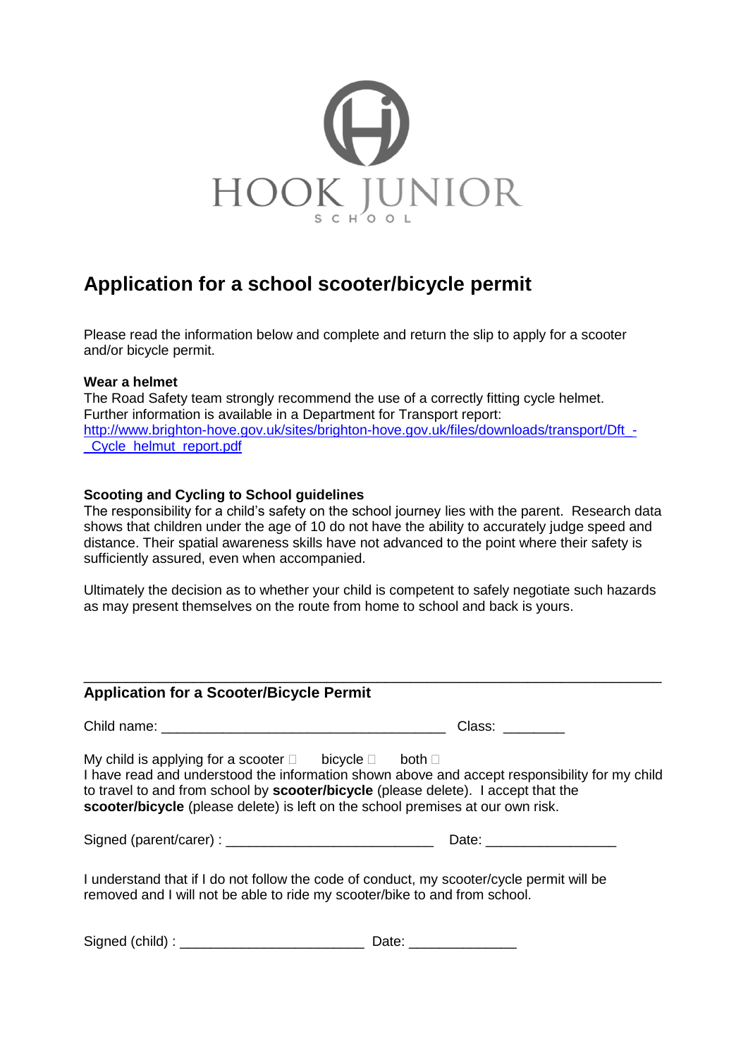HOOK JUNIOR SCHOOL

# Application for a school scooter/bicycle permit

Please read the information below and complete and return the slip to apply for a scooter and/or bicycle permit.

**Wear a helmet**
The Road Safety team strongly recommend the use of a correctly fitting cycle helmet. Further information is available in a Department for Transport report: http://www.brighton-hove.gov.uk/sites/brighton-hove.gov.uk/files/downloads/transport/Dft_-_Cycle_helmut_report.pdf

**Scooting and Cycling to School guidelines**
The responsibility for a child's safety on the school journey lies with the parent. Research data shows that children under the age of 10 do not have the ability to accurately judge speed and distance. Their spatial awareness skills have not advanced to the point where their safety is sufficiently assured, even when accompanied.

Ultimately the decision as to whether your child is competent to safely negotiate such hazards as may present themselves on the route from home to school and back is yours.

---

**Application for a Scooter/Bicycle Permit**

Child name: _____________________________________ Class: ________

My child is applying for a scooter ☐ bicycle ☐ both ☐
I have read and understood the information shown above and accept responsibility for my child to travel to and from school by **scooter/bicycle** (please delete). I accept that the **scooter/bicycle** (please delete) is left on the school premises at our own risk.

Signed (parent/carer) : ___________________________ Date: _________________

I understand that if I do not follow the code of conduct, my scooter/cycle permit will be removed and I will not be able to ride my scooter/bike to and from school.

Signed (child) : ________________________ Date: ______________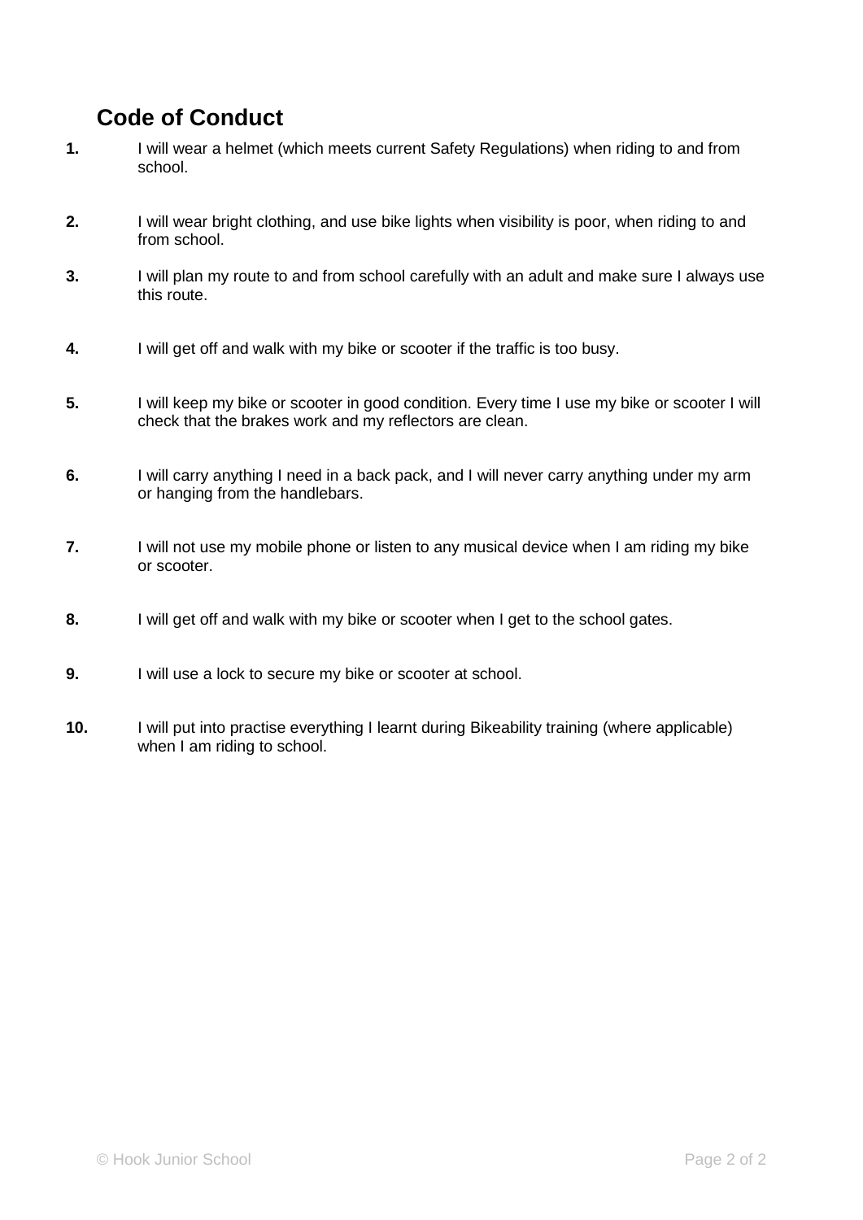## Code of Conduct

1. I will wear a helmet (which meets current Safety Regulations) when riding to and from school.
2. I will wear bright clothing, and use bike lights when visibility is poor, when riding to and from school.
3. I will plan my route to and from school carefully with an adult and make sure I always use this route.
4. I will get off and walk with my bike or scooter if the traffic is too busy.
5. I will keep my bike or scooter in good condition. Every time I use my bike or scooter I will check that the brakes work and my reflectors are clean.
6. I will carry anything I need in a back pack, and I will never carry anything under my arm or hanging from the handlebars.
7. I will not use my mobile phone or listen to any musical device when I am riding my bike or scooter.
8. I will get off and walk with my bike or scooter when I get to the school gates.
9. I will use a lock to secure my bike or scooter at school.
10. I will put into practise everything I learnt during Bikeability training (where applicable) when I am riding to school.